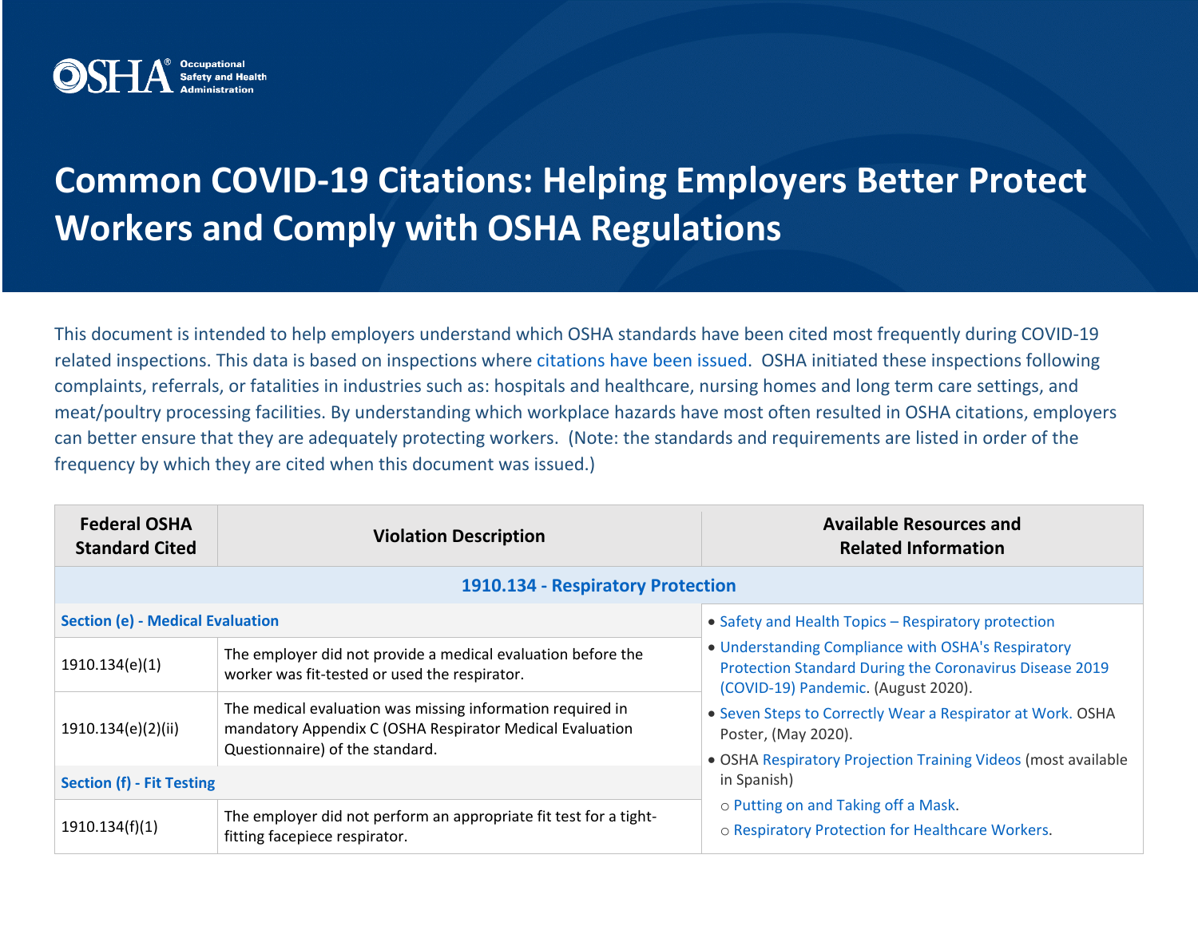# Common COVID-19 Citations: Helping Employers Better Protect Workers and Comply with OSHA Regulations

This document is intended to help employers understand which OSHA standards have been cited most frequently during COVID-19 related inspections. This data is based on inspections where citations have been issued. OSHA initiated these inspections following complaints, referrals, or fatalities in industries such as: hospitals and healthcare, nursing homes and long term care settings, and meat/poultry processing facilities. By understanding which workplace hazards have most often resulted in OSHA citations, employers can better ensure that they are adequately protecting workers. (Note: the standards and requirements are listed in order of the frequency by which they are cited when this document was issued.)

| Federal OSHA Standard Cited | Violation Description | Available Resources and Related Information |
|---|---|---|
| **1910.134 - Respiratory Protection** | | |
| **Section (e) - Medical Evaluation** | | • Safety and Health Topics – Respiratory protection<br>• Understanding Compliance with OSHA's Respiratory Protection Standard During the Coronavirus Disease 2019 (COVID-19) Pandemic. (August 2020).<br>• Seven Steps to Correctly Wear a Respirator at Work. OSHA Poster, (May 2020).<br>• OSHA Respiratory Projection Training Videos (most available in Spanish)<br>○ Putting on and Taking off a Mask.<br>○ Respiratory Protection for Healthcare Workers. |
| 1910.134(e)(1) | The employer did not provide a medical evaluation before the worker was fit-tested or used the respirator. | |
| 1910.134(e)(2)(ii) | The medical evaluation was missing information required in mandatory Appendix C (OSHA Respirator Medical Evaluation Questionnaire) of the standard. | |
| **Section (f) - Fit Testing** | | |
| 1910.134(f)(1) | The employer did not perform an appropriate fit test for a tight-fitting facepiece respirator. | |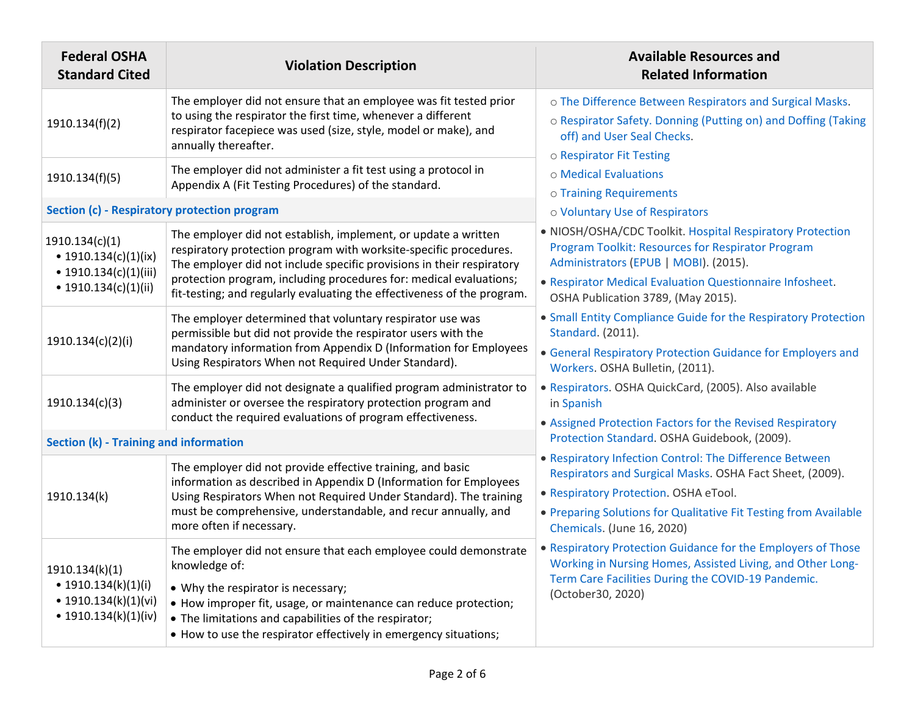| Federal OSHA Standard Cited | Violation Description | Available Resources and Related Information |
|---|---|---|
| 1910.134(f)(2) | The employer did not ensure that an employee was fit tested prior to using the respirator the first time, whenever a different respirator facepiece was used (size, style, model or make), and annually thereafter. | ○ The Difference Between Respirators and Surgical Masks.<br>○ Respirator Safety. Donning (Putting on) and Doffing (Taking off) and User Seal Checks.<br>○ Respirator Fit Testing<br>○ Medical Evaluations<br>○ Training Requirements<br>○ Voluntary Use of Respirators<br>• NIOSH/OSHA/CDC Toolkit. Hospital Respiratory Protection Program Toolkit: Resources for Respirator Program Administrators (EPUB \| MOBI). (2015).<br>• Respirator Medical Evaluation Questionnaire Infosheet. OSHA Publication 3789, (May 2015).<br>• Small Entity Compliance Guide for the Respiratory Protection Standard. (2011).<br>• General Respiratory Protection Guidance for Employers and Workers. OSHA Bulletin, (2011).<br>• Respirators. OSHA QuickCard, (2005). Also available in Spanish<br>• Assigned Protection Factors for the Revised Respiratory Protection Standard. OSHA Guidebook, (2009).<br>• Respiratory Infection Control: The Difference Between Respirators and Surgical Masks. OSHA Fact Sheet, (2009).<br>• Respiratory Protection. OSHA eTool.<br>• Preparing Solutions for Qualitative Fit Testing from Available Chemicals. (June 16, 2020)<br>• Respiratory Protection Guidance for the Employers of Those Working in Nursing Homes, Assisted Living, and Other Long-Term Care Facilities During the COVID-19 Pandemic. (October30, 2020) |
| 1910.134(f)(5) | The employer did not administer a fit test using a protocol in Appendix A (Fit Testing Procedures) of the standard. | |
| **Section (c) - Respiratory protection program** | | |
| 1910.134(c)(1)<br>• 1910.134(c)(1)(ix)<br>• 1910.134(c)(1)(iii)<br>• 1910.134(c)(1)(ii) | The employer did not establish, implement, or update a written respiratory protection program with worksite-specific procedures. The employer did not include specific provisions in their respiratory protection program, including procedures for: medical evaluations; fit-testing; and regularly evaluating the effectiveness of the program. | |
| 1910.134(c)(2)(i) | The employer determined that voluntary respirator use was permissible but did not provide the respirator users with the mandatory information from Appendix D (Information for Employees Using Respirators When not Required Under Standard). | |
| 1910.134(c)(3) | The employer did not designate a qualified program administrator to administer or oversee the respiratory protection program and conduct the required evaluations of program effectiveness. | |
| **Section (k) - Training and information** | | |
| 1910.134(k) | The employer did not provide effective training, and basic information as described in Appendix D (Information for Employees Using Respirators When not Required Under Standard). The training must be comprehensive, understandable, and recur annually, and more often if necessary. | |
| 1910.134(k)(1)<br>• 1910.134(k)(1)(i)<br>• 1910.134(k)(1)(vi)<br>• 1910.134(k)(1)(iv) | The employer did not ensure that each employee could demonstrate knowledge of:<br>• Why the respirator is necessary;<br>• How improper fit, usage, or maintenance can reduce protection;<br>• The limitations and capabilities of the respirator;<br>• How to use the respirator effectively in emergency situations; | |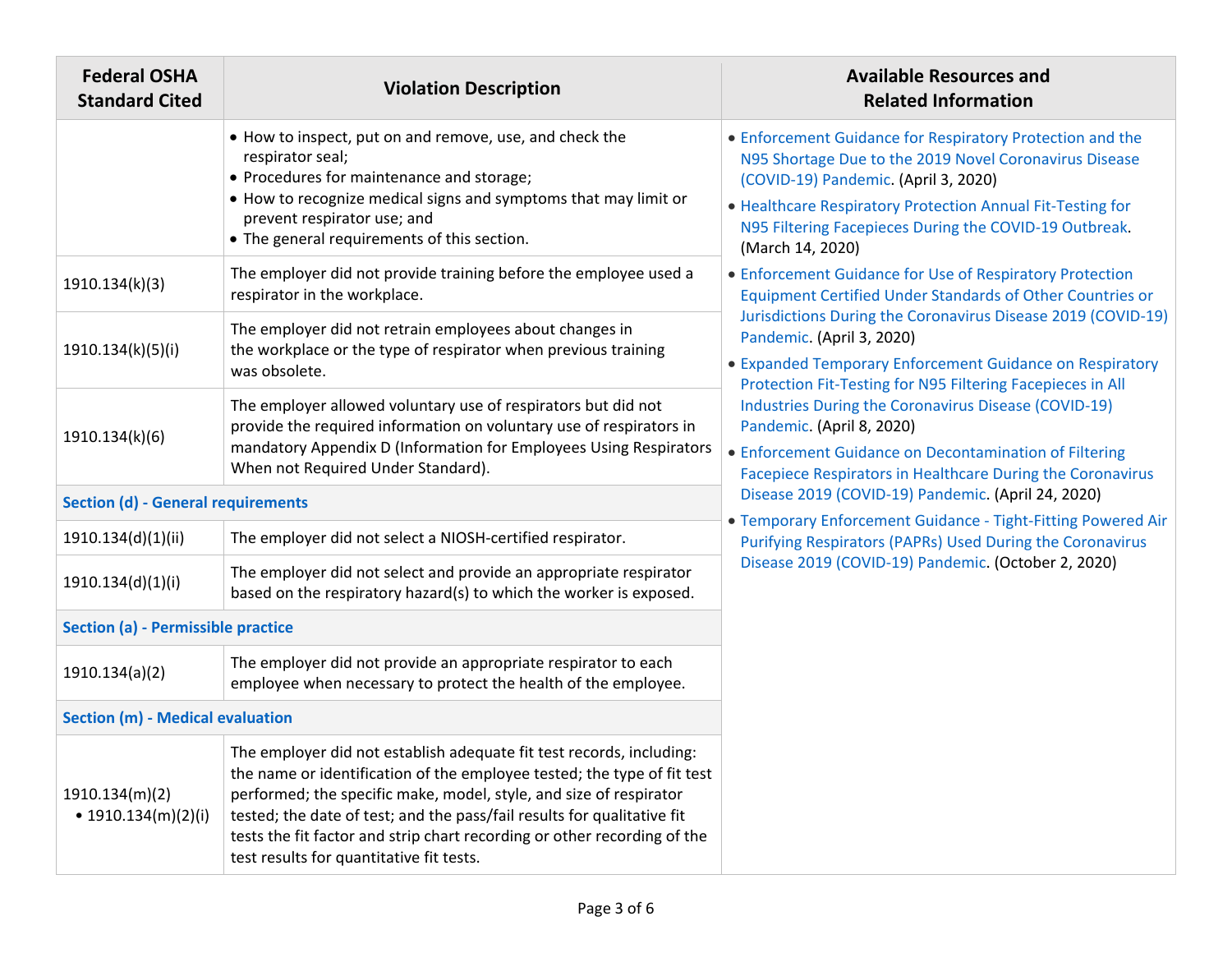| Federal OSHA Standard Cited | Violation Description | Available Resources and Related Information |
|---|---|---|
| | • How to inspect, put on and remove, use, and check the respirator seal;<br>• Procedures for maintenance and storage;<br>• How to recognize medical signs and symptoms that may limit or prevent respirator use; and<br>• The general requirements of this section. | • Enforcement Guidance for Respiratory Protection and the N95 Shortage Due to the 2019 Novel Coronavirus Disease (COVID-19) Pandemic. (April 3, 2020)<br>• Healthcare Respiratory Protection Annual Fit-Testing for N95 Filtering Facepieces During the COVID-19 Outbreak. (March 14, 2020)<br>• Enforcement Guidance for Use of Respiratory Protection Equipment Certified Under Standards of Other Countries or Jurisdictions During the Coronavirus Disease 2019 (COVID-19) Pandemic. (April 3, 2020)<br>• Expanded Temporary Enforcement Guidance on Respiratory Protection Fit-Testing for N95 Filtering Facepieces in All Industries During the Coronavirus Disease (COVID-19) Pandemic. (April 8, 2020)<br>• Enforcement Guidance on Decontamination of Filtering Facepiece Respirators in Healthcare During the Coronavirus Disease 2019 (COVID-19) Pandemic. (April 24, 2020)<br>• Temporary Enforcement Guidance - Tight-Fitting Powered Air Purifying Respirators (PAPRs) Used During the Coronavirus Disease 2019 (COVID-19) Pandemic. (October 2, 2020) |
| 1910.134(k)(3) | The employer did not provide training before the employee used a respirator in the workplace. | |
| 1910.134(k)(5)(i) | The employer did not retrain employees about changes in the workplace or the type of respirator when previous training was obsolete. | |
| 1910.134(k)(6) | The employer allowed voluntary use of respirators but did not provide the required information on voluntary use of respirators in mandatory Appendix D (Information for Employees Using Respirators When not Required Under Standard). | |
| **Section (d) - General requirements** | | |
| 1910.134(d)(1)(ii) | The employer did not select a NIOSH-certified respirator. | |
| 1910.134(d)(1)(i) | The employer did not select and provide an appropriate respirator based on the respiratory hazard(s) to which the worker is exposed. | |
| **Section (a) - Permissible practice** | | |
| 1910.134(a)(2) | The employer did not provide an appropriate respirator to each employee when necessary to protect the health of the employee. | |
| **Section (m) - Medical evaluation** | | |
| 1910.134(m)(2)<br>• 1910.134(m)(2)(i) | The employer did not establish adequate fit test records, including: the name or identification of the employee tested; the type of fit test performed; the specific make, model, style, and size of respirator tested; the date of test; and the pass/fail results for qualitative fit tests the fit factor and strip chart recording or other recording of the test results for quantitative fit tests. | |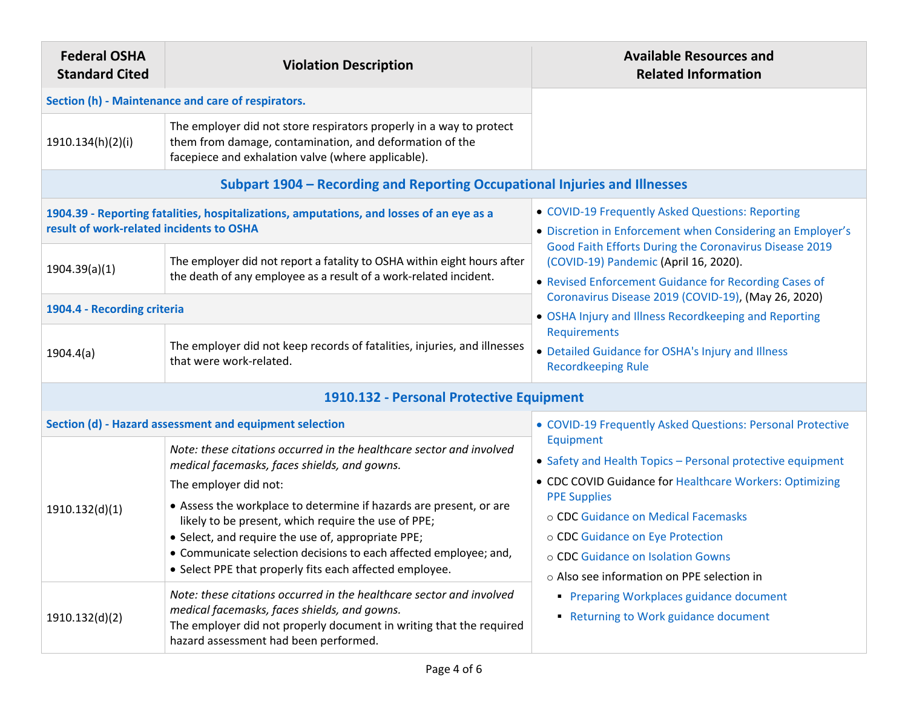| Federal OSHA Standard Cited | Violation Description | Available Resources and Related Information |
|---|---|---|
| **Section (h) - Maintenance and care of respirators.** | | |
| 1910.134(h)(2)(i) | The employer did not store respirators properly in a way to protect them from damage, contamination, and deformation of the facepiece and exhalation valve (where applicable). | |
| **Subpart 1904 – Recording and Reporting Occupational Injuries and Illnesses** | | |
| **1904.39 - Reporting fatalities, hospitalizations, amputations, and losses of an eye as a result of work-related incidents to OSHA** | | • COVID-19 Frequently Asked Questions: Reporting<br>• Discretion in Enforcement when Considering an Employer's Good Faith Efforts During the Coronavirus Disease 2019 (COVID-19) Pandemic (April 16, 2020).<br>• Revised Enforcement Guidance for Recording Cases of Coronavirus Disease 2019 (COVID-19), (May 26, 2020)<br>• OSHA Injury and Illness Recordkeeping and Reporting Requirements<br>• Detailed Guidance for OSHA's Injury and Illness Recordkeeping Rule |
| 1904.39(a)(1) | The employer did not report a fatality to OSHA within eight hours after the death of any employee as a result of a work-related incident. | |
| **1904.4 - Recording criteria** | | |
| 1904.4(a) | The employer did not keep records of fatalities, injuries, and illnesses that were work-related. | |
| **1910.132 - Personal Protective Equipment** | | |
| **Section (d) - Hazard assessment and equipment selection** | | • COVID-19 Frequently Asked Questions: Personal Protective Equipment<br>• Safety and Health Topics – Personal protective equipment<br>• CDC COVID Guidance for Healthcare Workers: Optimizing PPE Supplies<br>○ CDC Guidance on Medical Facemasks<br>○ CDC Guidance on Eye Protection<br>○ CDC Guidance on Isolation Gowns<br>○ Also see information on PPE selection in<br>▪ Preparing Workplaces guidance document<br>▪ Returning to Work guidance document |
| 1910.132(d)(1) | *Note: these citations occurred in the healthcare sector and involved medical facemasks, faces shields, and gowns.*<br>The employer did not:<br>• Assess the workplace to determine if hazards are present, or are likely to be present, which require the use of PPE;<br>• Select, and require the use of, appropriate PPE;<br>• Communicate selection decisions to each affected employee; and,<br>• Select PPE that properly fits each affected employee. | |
| 1910.132(d)(2) | *Note: these citations occurred in the healthcare sector and involved medical facemasks, faces shields, and gowns.*<br>The employer did not properly document in writing that the required hazard assessment had been performed. | |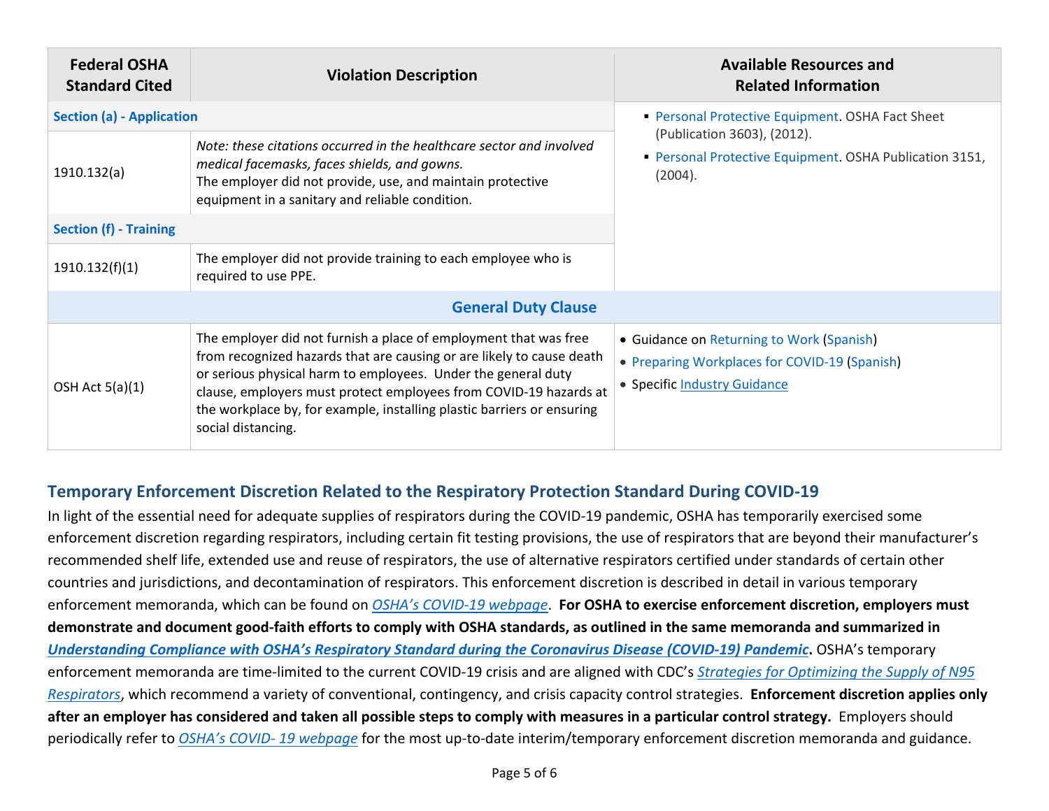| Federal OSHA Standard Cited | Violation Description | Available Resources and Related Information |
| --- | --- | --- |
| **Section (a) - Application** | | ▪ Personal Protective Equipment. OSHA Fact Sheet (Publication 3603), (2012).<br>▪ Personal Protective Equipment. OSHA Publication 3151, (2004). |
| 1910.132(a) | *Note: these citations occurred in the healthcare sector and involved medical facemasks, faces shields, and gowns.*<br>The employer did not provide, use, and maintain protective equipment in a sanitary and reliable condition. | |
| **Section (f) - Training** | | |
| 1910.132(f)(1) | The employer did not provide training to each employee who is required to use PPE. | |
| **General Duty Clause** | | |
| OSH Act 5(a)(1) | The employer did not furnish a place of employment that was free from recognized hazards that are causing or are likely to cause death or serious physical harm to employees. Under the general duty clause, employers must protect employees from COVID-19 hazards at the workplace by, for example, installing plastic barriers or ensuring social distancing. | • Guidance on Returning to Work (Spanish)<br>• Preparing Workplaces for COVID-19 (Spanish)<br>• Specific Industry Guidance |

## Temporary Enforcement Discretion Related to the Respiratory Protection Standard During COVID-19

In light of the essential need for adequate supplies of respirators during the COVID-19 pandemic, OSHA has temporarily exercised some enforcement discretion regarding respirators, including certain fit testing provisions, the use of respirators that are beyond their manufacturer's recommended shelf life, extended use and reuse of respirators, the use of alternative respirators certified under standards of certain other countries and jurisdictions, and decontamination of respirators. This enforcement discretion is described in detail in various temporary enforcement memoranda, which can be found on *OSHA's COVID-19 webpage*. **For OSHA to exercise enforcement discretion, employers must demonstrate and document good-faith efforts to comply with OSHA standards, as outlined in the same memoranda and summarized in *Understanding Compliance with OSHA's Respiratory Standard during the Coronavirus Disease (COVID-19) Pandemic*.** OSHA's temporary enforcement memoranda are time-limited to the current COVID-19 crisis and are aligned with CDC's *Strategies for Optimizing the Supply of N95 Respirators*, which recommend a variety of conventional, contingency, and crisis capacity control strategies. **Enforcement discretion applies only after an employer has considered and taken all possible steps to comply with measures in a particular control strategy.** Employers should periodically refer to *OSHA's COVID- 19 webpage* for the most up-to-date interim/temporary enforcement discretion memoranda and guidance.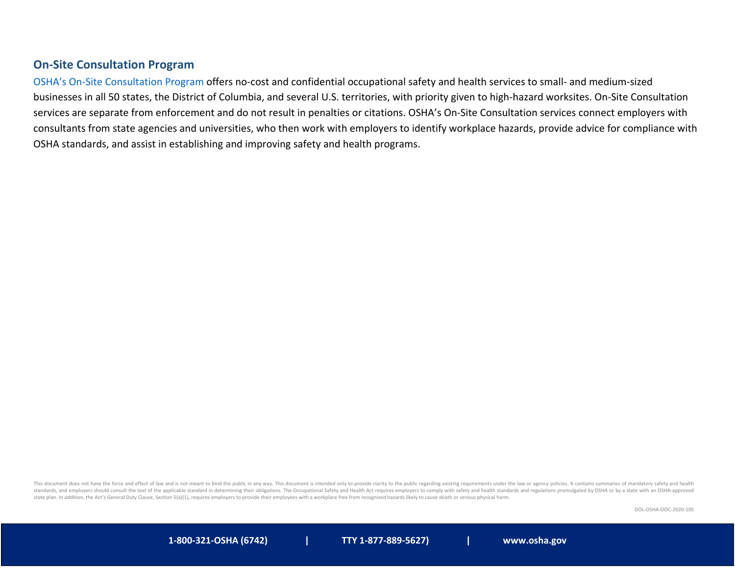## On-Site Consultation Program

OSHA's On-Site Consultation Program offers no-cost and confidential occupational safety and health services to small- and medium-sized businesses in all 50 states, the District of Columbia, and several U.S. territories, with priority given to high-hazard worksites. On-Site Consultation services are separate from enforcement and do not result in penalties or citations. OSHA's On-Site Consultation services connect employers with consultants from state agencies and universities, who then work with employers to identify workplace hazards, provide advice for compliance with OSHA standards, and assist in establishing and improving safety and health programs.

This document does not have the force and effect of law and is not meant to bind the public in any way. This document is intended only to provide clarity to the public regarding existing requirements under the law or agency policies. It contains summaries of mandatory safety and health standards, and employers should consult the text of the applicable standard in determining their obligations. The Occupational Safety and Health Act requires employers to comply with safety and health standards and regulations promulgated by OSHA or by a state with an OSHA-approved state plan. In addition, the Act's General Duty Clause, Section 5(a)(1), requires employers to provide their employees with a workplace free from recognized hazards likely to cause death or serious physical harm.

DOL-OSHA-OOC-2020-105

**1-800-321-OSHA (6742) | TTY 1-877-889-5627) | www.osha.gov**